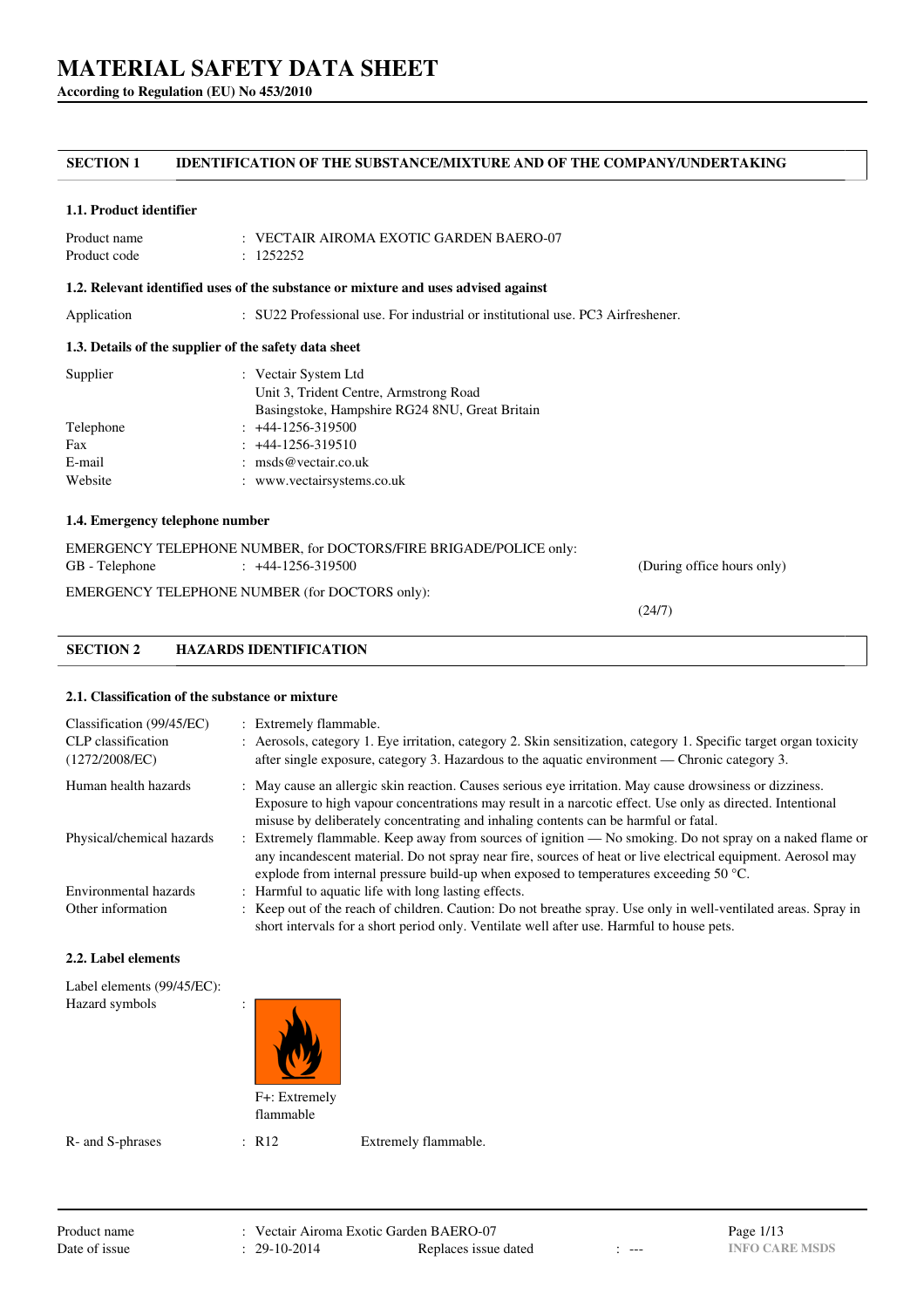# MATERIAL SAFETY DATA SHEET

**According to Regulation (EU) No 453/2010**

## SECTION 1 IDENTIFICATION OF THE SUBSTANCE/MIXTURE AND OF THE COMPANY/UNDERTAKING

### 1.1. Product identifier

| | |
|---|---|
| Product name | : VECTAIR AIROMA EXOTIC GARDEN BAERO-07 |
| Product code | : 1252252 |

### 1.2. Relevant identified uses of the substance or mixture and uses advised against

| | |
|---|---|
| Application | : SU22 Professional use. For industrial or institutional use. PC3 Airfreshener. |

### 1.3. Details of the supplier of the safety data sheet

| | |
|---|---|
| Supplier | : Vectair System Ltd<br>Unit 3, Trident Centre, Armstrong Road<br>Basingstoke, Hampshire RG24 8NU, Great Britain |
| Telephone | : +44-1256-319500 |
| Fax | : +44-1256-319510 |
| E-mail | : msds@vectair.co.uk |
| Website | : www.vectairsystems.co.uk |

### 1.4. Emergency telephone number

EMERGENCY TELEPHONE NUMBER, for DOCTORS/FIRE BRIGADE/POLICE only:

GB - Telephone : +44-1256-319500 (During office hours only)

EMERGENCY TELEPHONE NUMBER (for DOCTORS only):

(24/7)

## SECTION 2 HAZARDS IDENTIFICATION

### 2.1. Classification of the substance or mixture

| | |
|---|---|
| Classification (99/45/EC) | : Extremely flammable. |
| CLP classification (1272/2008/EC) | : Aerosols, category 1. Eye irritation, category 2. Skin sensitization, category 1. Specific target organ toxicity after single exposure, category 3. Hazardous to the aquatic environment — Chronic category 3. |
| Human health hazards | : May cause an allergic skin reaction. Causes serious eye irritation. May cause drowsiness or dizziness. Exposure to high vapour concentrations may result in a narcotic effect. Use only as directed. Intentional misuse by deliberately concentrating and inhaling contents can be harmful or fatal. |
| Physical/chemical hazards | : Extremely flammable. Keep away from sources of ignition — No smoking. Do not spray on a naked flame or any incandescent material. Do not spray near fire, sources of heat or live electrical equipment. Aerosol may explode from internal pressure build-up when exposed to temperatures exceeding 50 °C. |
| Environmental hazards | : Harmful to aquatic life with long lasting effects. |
| Other information | : Keep out of the reach of children. Caution: Do not breathe spray. Use only in well-ventilated areas. Spray in short intervals for a short period only. Ventilate well after use. Harmful to house pets. |

### 2.2. Label elements

Label elements (99/45/EC):

Hazard symbols :

F+: Extremely flammable

| | | |
|---|---|---|
| R- and S-phrases | : R12 | Extremely flammable. |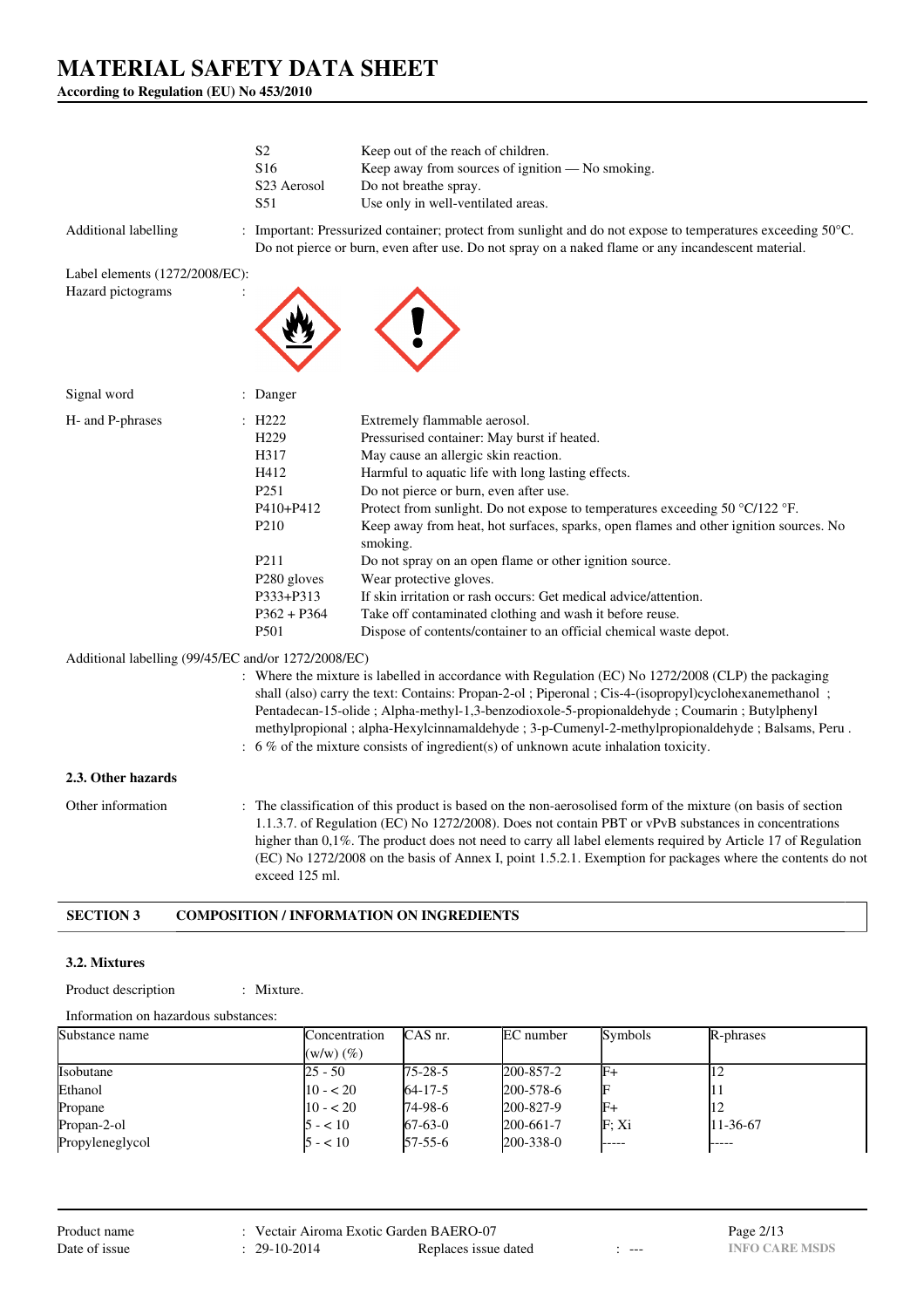| | | |
|---|---|---|
| | S2 | Keep out of the reach of children. |
| | S16 | Keep away from sources of ignition — No smoking. |
| | S23 Aerosol | Do not breathe spray. |
| | S51 | Use only in well-ventilated areas. |

Additional labelling : Important: Pressurized container; protect from sunlight and do not expose to temperatures exceeding 50°C. Do not pierce or burn, even after use. Do not spray on a naked flame or any incandescent material.

Label elements (1272/2008/EC):

Hazard pictograms :

Signal word : Danger

H- and P-phrases :

| | |
|---|---|
| H222 | Extremely flammable aerosol. |
| H229 | Pressurised container: May burst if heated. |
| H317 | May cause an allergic skin reaction. |
| H412 | Harmful to aquatic life with long lasting effects. |
| P251 | Do not pierce or burn, even after use. |
| P410+P412 | Protect from sunlight. Do not expose to temperatures exceeding 50 °C/122 °F. |
| P210 | Keep away from heat, hot surfaces, sparks, open flames and other ignition sources. No smoking. |
| P211 | Do not spray on an open flame or other ignition source. |
| P280 gloves | Wear protective gloves. |
| P333+P313 | If skin irritation or rash occurs: Get medical advice/attention. |
| P362 + P364 | Take off contaminated clothing and wash it before reuse. |
| P501 | Dispose of contents/container to an official chemical waste depot. |

Additional labelling (99/45/EC and/or 1272/2008/EC)

: Where the mixture is labelled in accordance with Regulation (EC) No 1272/2008 (CLP) the packaging shall (also) carry the text: Contains: Propan-2-ol ; Piperonal ; Cis-4-(isopropyl)cyclohexanemethanol ; Pentadecan-15-olide ; Alpha-methyl-1,3-benzodioxole-5-propionaldehyde ; Coumarin ; Butylphenyl methylpropional ; alpha-Hexylcinnamaldehyde ; 3-p-Cumenyl-2-methylpropionaldehyde ; Balsams, Peru .

: 6 % of the mixture consists of ingredient(s) of unknown acute inhalation toxicity.

### 2.3. Other hazards

Other information : The classification of this product is based on the non-aerosolised form of the mixture (on basis of section 1.1.3.7. of Regulation (EC) No 1272/2008). Does not contain PBT or vPvB substances in concentrations higher than 0,1%. The product does not need to carry all label elements required by Article 17 of Regulation (EC) No 1272/2008 on the basis of Annex I, point 1.5.2.1. Exemption for packages where the contents do not exceed 125 ml.

## SECTION 3 COMPOSITION / INFORMATION ON INGREDIENTS

### 3.2. Mixtures

Product description : Mixture.

Information on hazardous substances:

| Substance name | Concentration (w/w) (%) | CAS nr. | EC number | Symbols | R-phrases |
|---|---|---|---|---|---|
| Isobutane | 25 - 50 | 75-28-5 | 200-857-2 | F+ | 12 |
| Ethanol | 10 - < 20 | 64-17-5 | 200-578-6 | F | 11 |
| Propane | 10 - < 20 | 74-98-6 | 200-827-9 | F+ | 12 |
| Propan-2-ol | 5 - < 10 | 67-63-0 | 200-661-7 | F; Xi | 11-36-67 |
| Propyleneglycol | 5 - < 10 | 57-55-6 | 200-338-0 | ----- | ----- |

Product name : Vectair Airoma Exotic Garden BAERO-07

Date of issue : 29-10-2014 Replaces issue dated : ---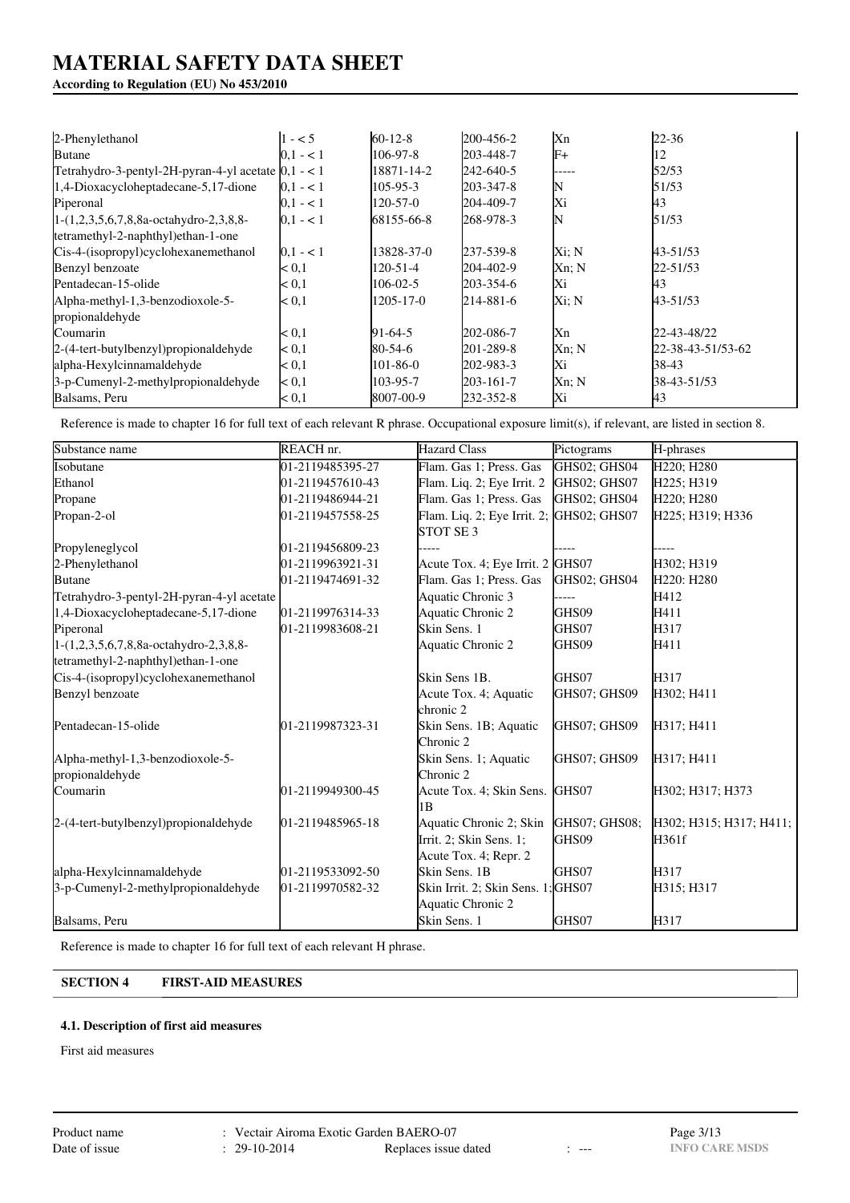# MATERIAL SAFETY DATA SHEET

**According to Regulation (EU) No 453/2010**

| | | | | | |
|---|---|---|---|---|---|
| 2-Phenylethanol | 1 - < 5 | 60-12-8 | 200-456-2 | Xn | 22-36 |
| Butane | 0,1 - < 1 | 106-97-8 | 203-448-7 | F+ | 12 |
| Tetrahydro-3-pentyl-2H-pyran-4-yl acetate | 0,1 - < 1 | 18871-14-2 | 242-640-5 | ----- | 52/53 |
| 1,4-Dioxacycloheptadecane-5,17-dione | 0,1 - < 1 | 105-95-3 | 203-347-8 | N | 51/53 |
| Piperonal | 0,1 - < 1 | 120-57-0 | 204-409-7 | Xi | 43 |
| 1-(1,2,3,5,6,7,8,8a-octahydro-2,3,8,8-tetramethyl-2-naphthyl)ethan-1-one | 0,1 - < 1 | 68155-66-8 | 268-978-3 | N | 51/53 |
| Cis-4-(isopropyl)cyclohexanemethanol | 0,1 - < 1 | 13828-37-0 | 237-539-8 | Xi; N | 43-51/53 |
| Benzyl benzoate | < 0,1 | 120-51-4 | 204-402-9 | Xn; N | 22-51/53 |
| Pentadecan-15-olide | < 0,1 | 106-02-5 | 203-354-6 | Xi | 43 |
| Alpha-methyl-1,3-benzodioxole-5-propionaldehyde | < 0,1 | 1205-17-0 | 214-881-6 | Xi; N | 43-51/53 |
| Coumarin | < 0,1 | 91-64-5 | 202-086-7 | Xn | 22-43-48/22 |
| 2-(4-tert-butylbenzyl)propionaldehyde | < 0,1 | 80-54-6 | 201-289-8 | Xn; N | 22-38-43-51/53-62 |
| alpha-Hexylcinnamaldehyde | < 0,1 | 101-86-0 | 202-983-3 | Xi | 38-43 |
| 3-p-Cumenyl-2-methylpropionaldehyde | < 0,1 | 103-95-7 | 203-161-7 | Xn; N | 38-43-51/53 |
| Balsams, Peru | < 0,1 | 8007-00-9 | 232-352-8 | Xi | 43 |

Reference is made to chapter 16 for full text of each relevant R phrase. Occupational exposure limit(s), if relevant, are listed in section 8.

| Substance name | REACH nr. | Hazard Class | Pictograms | H-phrases |
|---|---|---|---|---|
| Isobutane | 01-2119485395-27 | Flam. Gas 1; Press. Gas | GHS02; GHS04 | H220; H280 |
| Ethanol | 01-2119457610-43 | Flam. Liq. 2; Eye Irrit. 2 | GHS02; GHS07 | H225; H319 |
| Propane | 01-2119486944-21 | Flam. Gas 1; Press. Gas | GHS02; GHS04 | H220; H280 |
| Propan-2-ol | 01-2119457558-25 | Flam. Liq. 2; Eye Irrit. 2; STOT SE 3 | GHS02; GHS07 | H225; H319; H336 |
| Propyleneglycol | 01-2119456809-23 | ----- | ----- | ----- |
| 2-Phenylethanol | 01-2119963921-31 | Acute Tox. 4; Eye Irrit. 2 | GHS07 | H302; H319 |
| Butane | 01-2119474691-32 | Flam. Gas 1; Press. Gas | GHS02; GHS04 | H220: H280 |
| Tetrahydro-3-pentyl-2H-pyran-4-yl acetate | | Aquatic Chronic 3 | ----- | H412 |
| 1,4-Dioxacycloheptadecane-5,17-dione | 01-2119976314-33 | Aquatic Chronic 2 | GHS09 | H411 |
| Piperonal | 01-2119983608-21 | Skin Sens. 1 | GHS07 | H317 |
| 1-(1,2,3,5,6,7,8,8a-octahydro-2,3,8,8-tetramethyl-2-naphthyl)ethan-1-one | | Aquatic Chronic 2 | GHS09 | H411 |
| Cis-4-(isopropyl)cyclohexanemethanol | | Skin Sens 1B. | GHS07 | H317 |
| Benzyl benzoate | | Acute Tox. 4; Aquatic chronic 2 | GHS07; GHS09 | H302; H411 |
| Pentadecan-15-olide | 01-2119987323-31 | Skin Sens. 1B; Aquatic Chronic 2 | GHS07; GHS09 | H317; H411 |
| Alpha-methyl-1,3-benzodioxole-5-propionaldehyde | | Skin Sens. 1; Aquatic Chronic 2 | GHS07; GHS09 | H317; H411 |
| Coumarin | 01-2119949300-45 | Acute Tox. 4; Skin Sens. 1B | GHS07 | H302; H317; H373 |
| 2-(4-tert-butylbenzyl)propionaldehyde | 01-2119485965-18 | Aquatic Chronic 2; Skin Irrit. 2; Skin Sens. 1; Acute Tox. 4; Repr. 2 | GHS07; GHS08; GHS09 | H302; H315; H317; H411; H361f |
| alpha-Hexylcinnamaldehyde | 01-2119533092-50 | Skin Sens. 1B | GHS07 | H317 |
| 3-p-Cumenyl-2-methylpropionaldehyde | 01-2119970582-32 | Skin Irrit. 2; Skin Sens. 1; Aquatic Chronic 2 | GHS07 | H315; H317 |
| Balsams, Peru | | Skin Sens. 1 | GHS07 | H317 |

Reference is made to chapter 16 for full text of each relevant H phrase.

## SECTION 4 FIRST-AID MEASURES

### 4.1. Description of first aid measures

First aid measures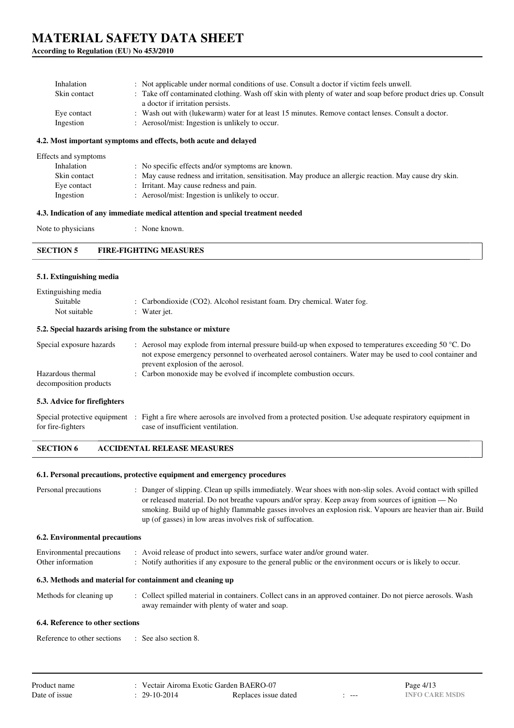| | |
|---|---|
| Inhalation | : Not applicable under normal conditions of use. Consult a doctor if victim feels unwell. |
| Skin contact | : Take off contaminated clothing. Wash off skin with plenty of water and soap before product dries up. Consult a doctor if irritation persists. |
| Eye contact | : Wash out with (lukewarm) water for at least 15 minutes. Remove contact lenses. Consult a doctor. |
| Ingestion | : Aerosol/mist: Ingestion is unlikely to occur. |

**4.2. Most important symptoms and effects, both acute and delayed**

Effects and symptoms

| | |
|---|---|
| Inhalation | : No specific effects and/or symptoms are known. |
| Skin contact | : May cause redness and irritation, sensitisation. May produce an allergic reaction. May cause dry skin. |
| Eye contact | : Irritant. May cause redness and pain. |
| Ingestion | : Aerosol/mist: Ingestion is unlikely to occur. |

**4.3. Indication of any immediate medical attention and special treatment needed**

Note to physicians : None known.

## SECTION 5 FIRE-FIGHTING MEASURES

**5.1. Extinguishing media**

Extinguishing media

| | |
|---|---|
| Suitable | : Carbondioxide ($CO_2$). Alcohol resistant foam. Dry chemical. Water fog. |
| Not suitable | : Water jet. |

**5.2. Special hazards arising from the substance or mixture**

| | |
|---|---|
| Special exposure hazards | : Aerosol may explode from internal pressure build-up when exposed to temperatures exceeding 50 °C. Do not expose emergency personnel to overheated aerosol containers. Water may be used to cool container and prevent explosion of the aerosol. |
| Hazardous thermal decomposition products | : Carbon monoxide may be evolved if incomplete combustion occurs. |

**5.3. Advice for firefighters**

| | |
|---|---|
| Special protective equipment for fire-fighters | : Fight a fire where aerosols are involved from a protected position. Use adequate respiratory equipment in case of insufficient ventilation. |

## SECTION 6 ACCIDENTAL RELEASE MEASURES

**6.1. Personal precautions, protective equipment and emergency procedures**

| | |
|---|---|
| Personal precautions | : Danger of slipping. Clean up spills immediately. Wear shoes with non-slip soles. Avoid contact with spilled or released material. Do not breathe vapours and/or spray. Keep away from sources of ignition — No smoking. Build up of highly flammable gasses involves an explosion risk. Vapours are heavier than air. Build up (of gasses) in low areas involves risk of suffocation. |

**6.2. Environmental precautions**

| | |
|---|---|
| Environmental precautions | : Avoid release of product into sewers, surface water and/or ground water. |
| Other information | : Notify authorities if any exposure to the general public or the environment occurs or is likely to occur. |

**6.3. Methods and material for containment and cleaning up**

| | |
|---|---|
| Methods for cleaning up | : Collect spilled material in containers. Collect cans in an approved container. Do not pierce aerosols. Wash away remainder with plenty of water and soap. |

**6.4. Reference to other sections**

Reference to other sections : See also section 8.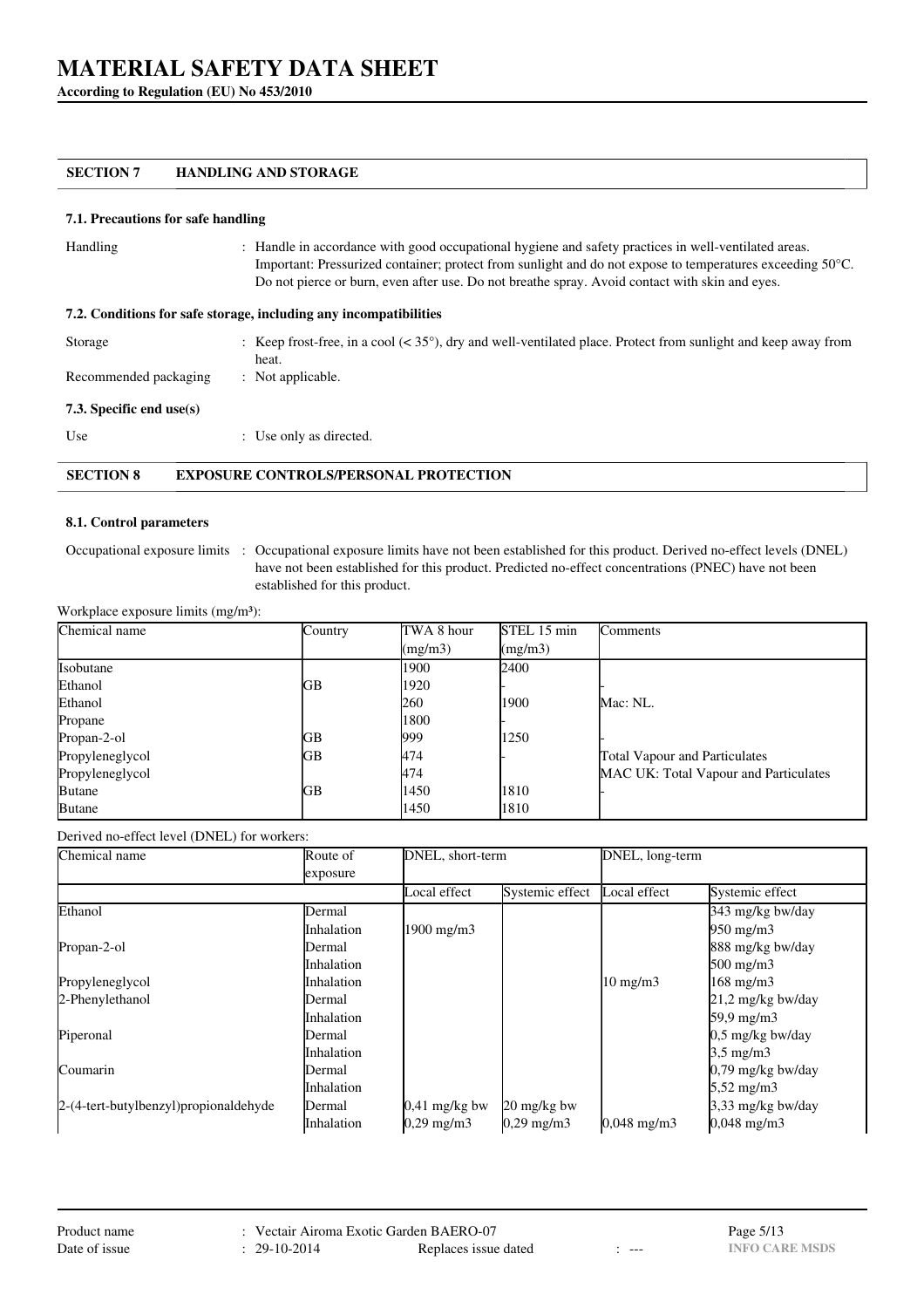## SECTION 7 HANDLING AND STORAGE

### 7.1. Precautions for safe handling

| | |
|---|---|
| Handling | : Handle in accordance with good occupational hygiene and safety practices in well-ventilated areas. Important: Pressurized container; protect from sunlight and do not expose to temperatures exceeding 50°C. Do not pierce or burn, even after use. Do not breathe spray. Avoid contact with skin and eyes. |

### 7.2. Conditions for safe storage, including any incompatibilities

| | |
|---|---|
| Storage | : Keep frost-free, in a cool (< 35°), dry and well-ventilated place. Protect from sunlight and keep away from heat. |
| Recommended packaging | : Not applicable. |

### 7.3. Specific end use(s)

| | |
|---|---|
| Use | : Use only as directed. |

## SECTION 8 EXPOSURE CONTROLS/PERSONAL PROTECTION

### 8.1. Control parameters

| | |
|---|---|
| Occupational exposure limits | : Occupational exposure limits have not been established for this product. Derived no-effect levels (DNEL) have not been established for this product. Predicted no-effect concentrations (PNEC) have not been established for this product. |

Workplace exposure limits (mg/m³):

| Chemical name | Country | TWA 8 hour (mg/m3) | STEL 15 min (mg/m3) | Comments |
|---|---|---|---|---|
| Isobutane | | 1900 | 2400 | |
| Ethanol | GB | 1920 | - | - |
| Ethanol | | 260 | 1900 | Mac: NL. |
| Propane | | 1800 | - | |
| Propan-2-ol | GB | 999 | 1250 | - |
| Propyleneglycol | GB | 474 | - | Total Vapour and Particulates |
| Propyleneglycol | | 474 | | MAC UK: Total Vapour and Particulates |
| Butane | GB | 1450 | 1810 | - |
| Butane | | 1450 | 1810 | |

Derived no-effect level (DNEL) for workers:

| Chemical name | Route of exposure | DNEL, short-term | | DNEL, long-term | |
|---|---|---|---|---|---|
| | | Local effect | Systemic effect | Local effect | Systemic effect |
| Ethanol | Dermal | | | | 343 mg/kg bw/day |
| | Inhalation | 1900 mg/m3 | | | 950 mg/m3 |
| Propan-2-ol | Dermal | | | | 888 mg/kg bw/day |
| | Inhalation | | | | 500 mg/m3 |
| Propyleneglycol | Inhalation | | | 10 mg/m3 | 168 mg/m3 |
| 2-Phenylethanol | Dermal | | | | 21,2 mg/kg bw/day |
| | Inhalation | | | | 59,9 mg/m3 |
| Piperonal | Dermal | | | | 0,5 mg/kg bw/day |
| | Inhalation | | | | 3,5 mg/m3 |
| Coumarin | Dermal | | | | 0,79 mg/kg bw/day |
| | Inhalation | | | | 5,52 mg/m3 |
| 2-(4-tert-butylbenzyl)propionaldehyde | Dermal | 0,41 mg/kg bw | 20 mg/kg bw | | 3,33 mg/kg bw/day |
| | Inhalation | 0,29 mg/m3 | 0,29 mg/m3 | 0,048 mg/m3 | 0,048 mg/m3 |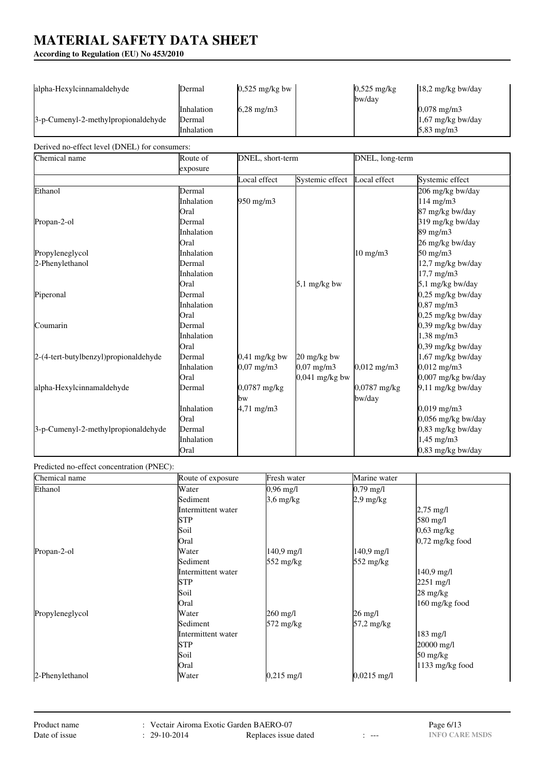# MATERIAL SAFETY DATA SHEET

**According to Regulation (EU) No 453/2010**

| | | | | | |
|---|---|---|---|---|---|
| alpha-Hexylcinnamaldehyde | Dermal | 0,525 mg/kg bw | | 0,525 mg/kg bw/day | 18,2 mg/kg bw/day |
| | Inhalation | 6,28 mg/m3 | | | 0,078 mg/m3 |
| 3-p-Cumenyl-2-methylpropionaldehyde | Dermal | | | | 1,67 mg/kg bw/day |
| | Inhalation | | | | 5,83 mg/m3 |

Derived no-effect level (DNEL) for consumers:

| Chemical name | Route of exposure | DNEL, short-term | | DNEL, long-term | |
|---|---|---|---|---|---|
| | | Local effect | Systemic effect | Local effect | Systemic effect |
| Ethanol | Dermal | | | | 206 mg/kg bw/day |
| | Inhalation | 950 mg/m3 | | | 114 mg/m3 |
| | Oral | | | | 87 mg/kg bw/day |
| Propan-2-ol | Dermal | | | | 319 mg/kg bw/day |
| | Inhalation | | | | 89 mg/m3 |
| | Oral | | | | 26 mg/kg bw/day |
| Propyleneglycol | Inhalation | | | 10 mg/m3 | 50 mg/m3 |
| 2-Phenylethanol | Dermal | | | | 12,7 mg/kg bw/day |
| | Inhalation | | | | 17,7 mg/m3 |
| | Oral | | 5,1 mg/kg bw | | 5,1 mg/kg bw/day |
| Piperonal | Dermal | | | | 0,25 mg/kg bw/day |
| | Inhalation | | | | 0,87 mg/m3 |
| | Oral | | | | 0,25 mg/kg bw/day |
| Coumarin | Dermal | | | | 0,39 mg/kg bw/day |
| | Inhalation | | | | 1,38 mg/m3 |
| | Oral | | | | 0,39 mg/kg bw/day |
| 2-(4-tert-butylbenzyl)propionaldehyde | Dermal | 0,41 mg/kg bw | 20 mg/kg bw | | 1,67 mg/kg bw/day |
| | Inhalation | 0,07 mg/m3 | 0,07 mg/m3 | 0,012 mg/m3 | 0,012 mg/m3 |
| | Oral | | 0,041 mg/kg bw | | 0,007 mg/kg bw/day |
| alpha-Hexylcinnamaldehyde | Dermal | 0,0787 mg/kg bw | | 0,0787 mg/kg bw/day | 9,11 mg/kg bw/day |
| | Inhalation | 4,71 mg/m3 | | | 0,019 mg/m3 |
| | Oral | | | | 0,056 mg/kg bw/day |
| 3-p-Cumenyl-2-methylpropionaldehyde | Dermal | | | | 0,83 mg/kg bw/day |
| | Inhalation | | | | 1,45 mg/m3 |
| | Oral | | | | 0,83 mg/kg bw/day |

Predicted no-effect concentration (PNEC):

| Chemical name | Route of exposure | Fresh water | Marine water | |
|---|---|---|---|---|
| Ethanol | Water | 0,96 mg/l | 0,79 mg/l | |
| | Sediment | 3,6 mg/kg | 2,9 mg/kg | |
| | Intermittent water | | | 2,75 mg/l |
| | STP | | | 580 mg/l |
| | Soil | | | 0,63 mg/kg |
| | Oral | | | 0,72 mg/kg food |
| Propan-2-ol | Water | 140,9 mg/l | 140,9 mg/l | |
| | Sediment | 552 mg/kg | 552 mg/kg | |
| | Intermittent water | | | 140,9 mg/l |
| | STP | | | 2251 mg/l |
| | Soil | | | 28 mg/kg |
| | Oral | | | 160 mg/kg food |
| Propyleneglycol | Water | 260 mg/l | 26 mg/l | |
| | Sediment | 572 mg/kg | 57,2 mg/kg | |
| | Intermittent water | | | 183 mg/l |
| | STP | | | 20000 mg/l |
| | Soil | | | 50 mg/kg |
| | Oral | | | 1133 mg/kg food |
| 2-Phenylethanol | Water | 0,215 mg/l | 0,0215 mg/l | |

Product name : Vectair Airoma Exotic Garden BAERO-07
Date of issue : 29-10-2014 Replaces issue dated : ---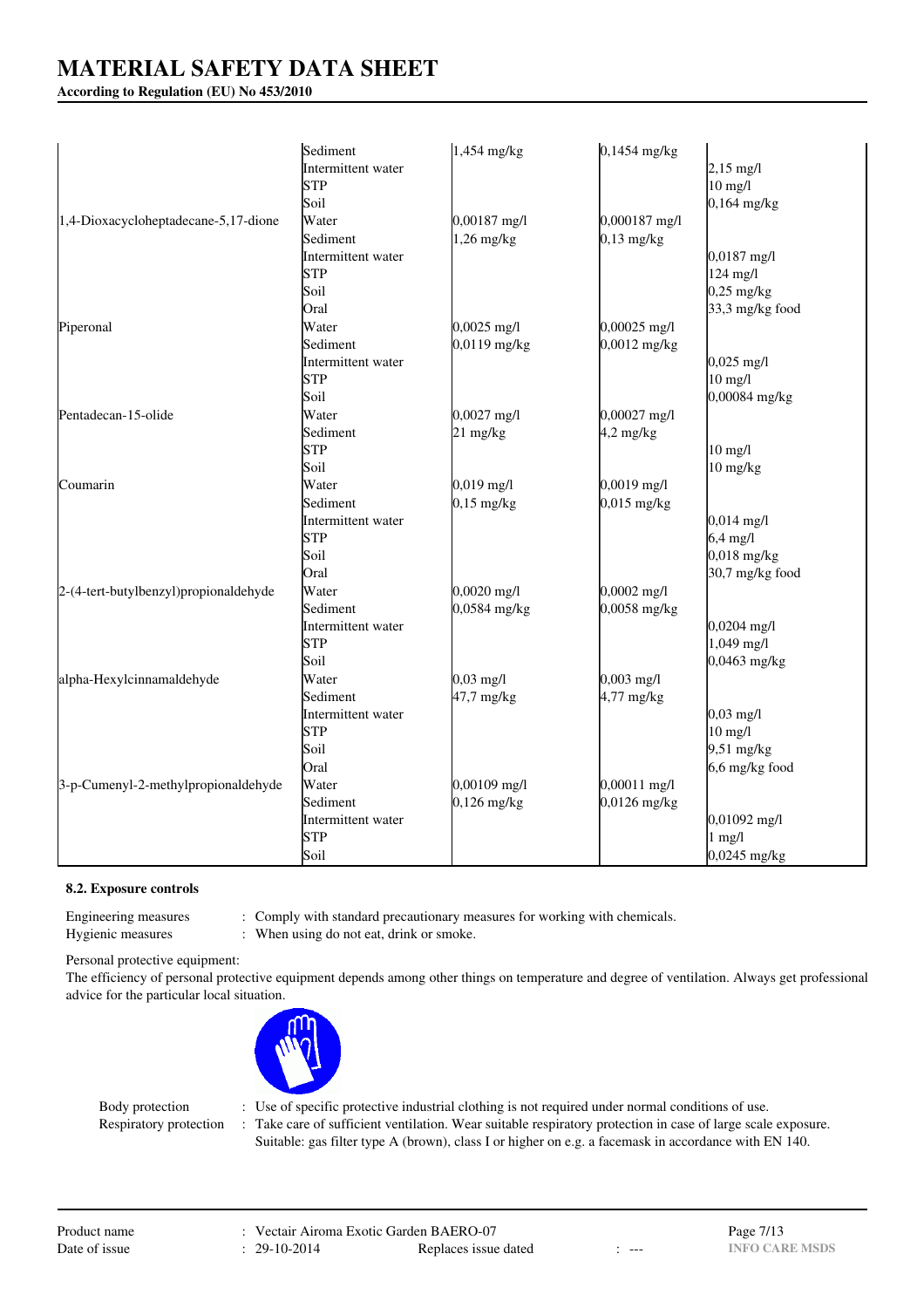| | | | | |
|---|---|---|---|---|
| | Sediment | 1,454 mg/kg | 0,1454 mg/kg | |
| | Intermittent water | | | 2,15 mg/l |
| | STP | | | 10 mg/l |
| | Soil | | | 0,164 mg/kg |
| 1,4-Dioxacycloheptadecane-5,17-dione | Water | 0,00187 mg/l | 0,000187 mg/l | |
| | Sediment | 1,26 mg/kg | 0,13 mg/kg | |
| | Intermittent water | | | 0,0187 mg/l |
| | STP | | | 124 mg/l |
| | Soil | | | 0,25 mg/kg |
| | Oral | | | 33,3 mg/kg food |
| Piperonal | Water | 0,0025 mg/l | 0,00025 mg/l | |
| | Sediment | 0,0119 mg/kg | 0,0012 mg/kg | |
| | Intermittent water | | | 0,025 mg/l |
| | STP | | | 10 mg/l |
| | Soil | | | 0,00084 mg/kg |
| Pentadecan-15-olide | Water | 0,0027 mg/l | 0,00027 mg/l | |
| | Sediment | 21 mg/kg | 4,2 mg/kg | |
| | STP | | | 10 mg/l |
| | Soil | | | 10 mg/kg |
| Coumarin | Water | 0,019 mg/l | 0,0019 mg/l | |
| | Sediment | 0,15 mg/kg | 0,015 mg/kg | |
| | Intermittent water | | | 0,014 mg/l |
| | STP | | | 6,4 mg/l |
| | Soil | | | 0,018 mg/kg |
| | Oral | | | 30,7 mg/kg food |
| 2-(4-tert-butylbenzyl)propionaldehyde | Water | 0,0020 mg/l | 0,0002 mg/l | |
| | Sediment | 0,0584 mg/kg | 0,0058 mg/kg | |
| | Intermittent water | | | 0,0204 mg/l |
| | STP | | | 1,049 mg/l |
| | Soil | | | 0,0463 mg/kg |
| alpha-Hexylcinnamaldehyde | Water | 0,03 mg/l | 0,003 mg/l | |
| | Sediment | 47,7 mg/kg | 4,77 mg/kg | |
| | Intermittent water | | | 0,03 mg/l |
| | STP | | | 10 mg/l |
| | Soil | | | 9,51 mg/kg |
| | Oral | | | 6,6 mg/kg food |
| 3-p-Cumenyl-2-methylpropionaldehyde | Water | 0,00109 mg/l | 0,00011 mg/l | |
| | Sediment | 0,126 mg/kg | 0,0126 mg/kg | |
| | Intermittent water | | | 0,01092 mg/l |
| | STP | | | 1 mg/l |
| | Soil | | | 0,0245 mg/kg |

#### 8.2. Exposure controls

Engineering measures : Comply with standard precautionary measures for working with chemicals.
Hygienic measures : When using do not eat, drink or smoke.

Personal protective equipment:
The efficiency of personal protective equipment depends among other things on temperature and degree of ventilation. Always get professional advice for the particular local situation.

Body protection : Use of specific protective industrial clothing is not required under normal conditions of use.
Respiratory protection : Take care of sufficient ventilation. Wear suitable respiratory protection in case of large scale exposure. Suitable: gas filter type A (brown), class I or higher on e.g. a facemask in accordance with EN 140.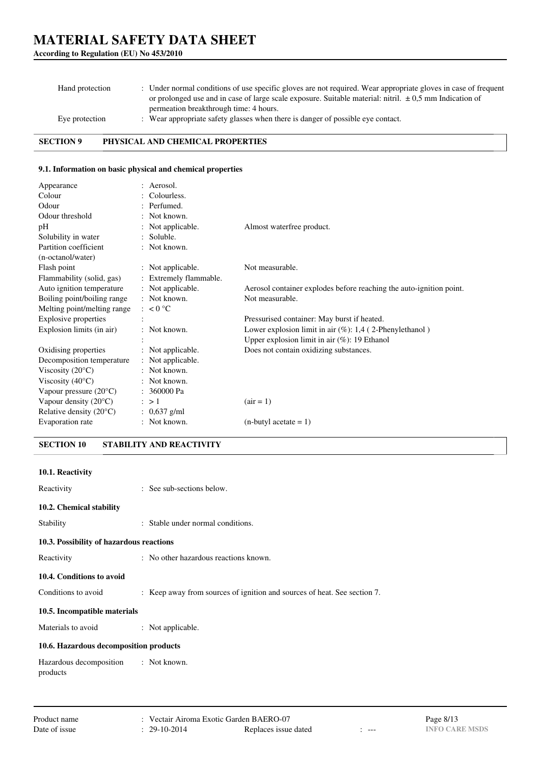| | | |
|---|---|---|
| Hand protection | : Under normal conditions of use specific gloves are not required. Wear appropriate gloves in case of frequent or prolonged use and in case of large scale exposure. Suitable material: nitril. ± 0,5 mm Indication of permeation breakthrough time: 4 hours. | |
| Eye protection | : Wear appropriate safety glasses when there is danger of possible eye contact. | |

## SECTION 9 PHYSICAL AND CHEMICAL PROPERTIES

### 9.1. Information on basic physical and chemical properties

| | | |
|---|---|---|
| Appearance | : Aerosol. | |
| Colour | : Colourless. | |
| Odour | : Perfumed. | |
| Odour threshold | : Not known. | |
| pH | : Not applicable. | Almost waterfree product. |
| Solubility in water | : Soluble. | |
| Partition coefficient (n-octanol/water) | : Not known. | |
| Flash point | : Not applicable. | Not measurable. |
| Flammability (solid, gas) | : Extremely flammable. | |
| Auto ignition temperature | : Not applicable. | Aerosol container explodes before reaching the auto-ignition point. |
| Boiling point/boiling range | : Not known. | Not measurable. |
| Melting point/melting range | : < 0 °C | |
| Explosive properties | : | Pressurised container: May burst if heated. |
| Explosion limits (in air) | : Not known. | Lower explosion limit in air (%): 1,4 ( 2-Phenylethanol ) |
| | : | Upper explosion limit in air (%): 19 Ethanol |
| Oxidising properties | : Not applicable. | Does not contain oxidizing substances. |
| Decomposition temperature | : Not applicable. | |
| Viscosity (20°C) | : Not known. | |
| Viscosity (40°C) | : Not known. | |
| Vapour pressure (20°C) | : 360000 Pa | |
| Vapour density (20°C) | : > 1 | (air = 1) |
| Relative density (20°C) | : 0,637 g/ml | |
| Evaporation rate | : Not known. | (n-butyl acetate = 1) |

## SECTION 10 STABILITY AND REACTIVITY

### 10.1. Reactivity

Reactivity : See sub-sections below.

### 10.2. Chemical stability

Stability : Stable under normal conditions.

### 10.3. Possibility of hazardous reactions

Reactivity : No other hazardous reactions known.

### 10.4. Conditions to avoid

Conditions to avoid : Keep away from sources of ignition and sources of heat. See section 7.

### 10.5. Incompatible materials

Materials to avoid : Not applicable.

### 10.6. Hazardous decomposition products

Hazardous decomposition products : Not known.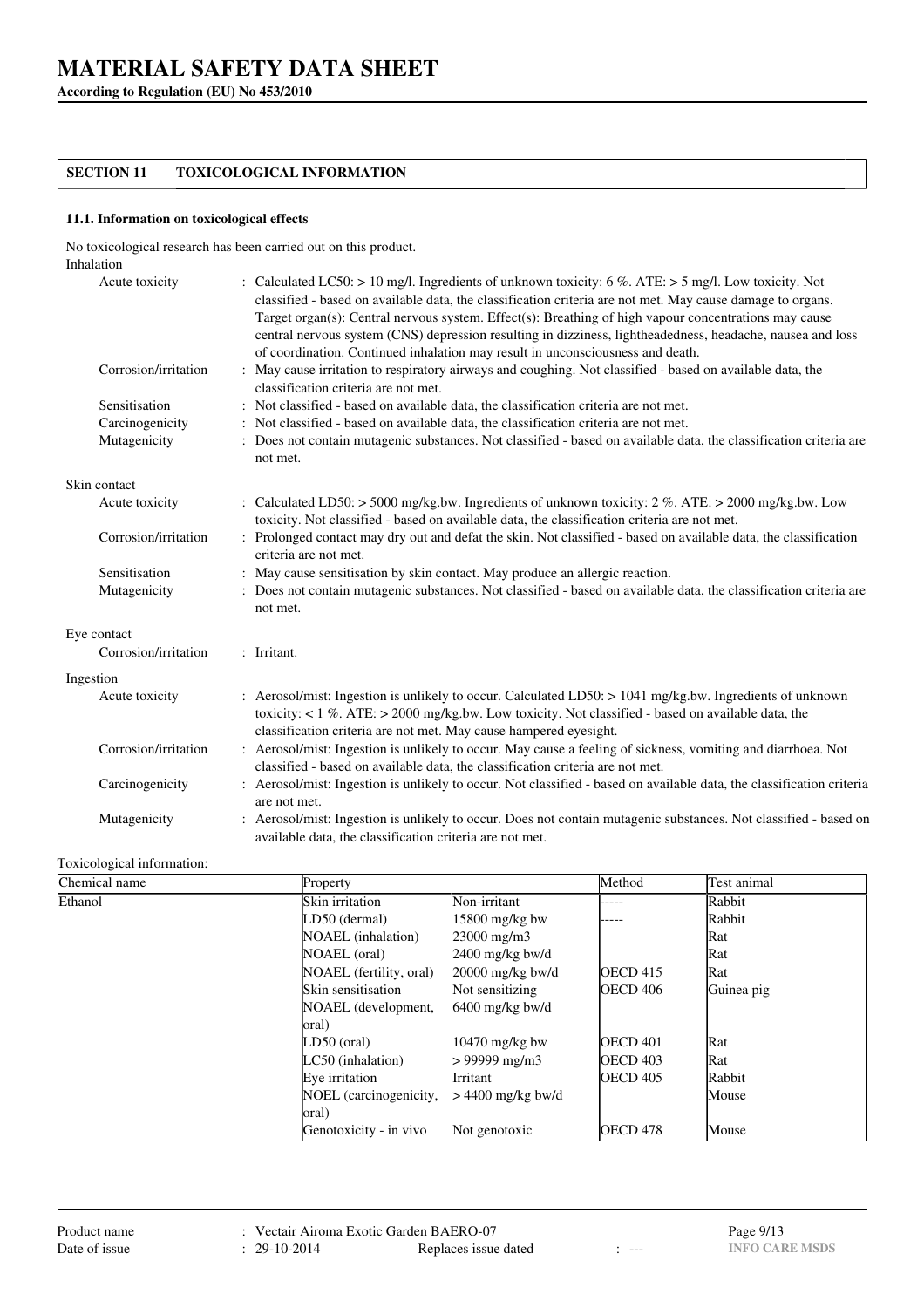# MATERIAL SAFETY DATA SHEET

**According to Regulation (EU) No 453/2010**

## SECTION 11 TOXICOLOGICAL INFORMATION

### 11.1. Information on toxicological effects

No toxicological research has been carried out on this product.

Inhalation

| | |
|---|---|
| Acute toxicity | : Calculated LC50: > 10 mg/l. Ingredients of unknown toxicity: 6 %. ATE: > 5 mg/l. Low toxicity. Not classified - based on available data, the classification criteria are not met. May cause damage to organs. Target organ(s): Central nervous system. Effect(s): Breathing of high vapour concentrations may cause central nervous system (CNS) depression resulting in dizziness, lightheadedness, headache, nausea and loss of coordination. Continued inhalation may result in unconsciousness and death. |
| Corrosion/irritation | : May cause irritation to respiratory airways and coughing. Not classified - based on available data, the classification criteria are not met. |
| Sensitisation | : Not classified - based on available data, the classification criteria are not met. |
| Carcinogenicity | : Not classified - based on available data, the classification criteria are not met. |
| Mutagenicity | : Does not contain mutagenic substances. Not classified - based on available data, the classification criteria are not met. |

Skin contact

| | |
|---|---|
| Acute toxicity | : Calculated LD50: > 5000 mg/kg.bw. Ingredients of unknown toxicity: 2 %. ATE: > 2000 mg/kg.bw. Low toxicity. Not classified - based on available data, the classification criteria are not met. |
| Corrosion/irritation | : Prolonged contact may dry out and defat the skin. Not classified - based on available data, the classification criteria are not met. |
| Sensitisation | : May cause sensitisation by skin contact. May produce an allergic reaction. |
| Mutagenicity | : Does not contain mutagenic substances. Not classified - based on available data, the classification criteria are not met. |

Eye contact

| | |
|---|---|
| Corrosion/irritation | : Irritant. |

Ingestion

| | |
|---|---|
| Acute toxicity | : Aerosol/mist: Ingestion is unlikely to occur. Calculated LD50: > 1041 mg/kg.bw. Ingredients of unknown toxicity: < 1 %. ATE: > 2000 mg/kg.bw. Low toxicity. Not classified - based on available data, the classification criteria are not met. May cause hampered eyesight. |
| Corrosion/irritation | : Aerosol/mist: Ingestion is unlikely to occur. May cause a feeling of sickness, vomiting and diarrhoea. Not classified - based on available data, the classification criteria are not met. |
| Carcinogenicity | : Aerosol/mist: Ingestion is unlikely to occur. Not classified - based on available data, the classification criteria are not met. |
| Mutagenicity | : Aerosol/mist: Ingestion is unlikely to occur. Does not contain mutagenic substances. Not classified - based on available data, the classification criteria are not met. |

Toxicological information:

| Chemical name | Property | | Method | Test animal |
|---|---|---|---|---|
| Ethanol | Skin irritation | Non-irritant | ----- | Rabbit |
| | LD50 (dermal) | 15800 mg/kg bw | ----- | Rabbit |
| | NOAEL (inhalation) | 23000 mg/m3 | | Rat |
| | NOAEL (oral) | 2400 mg/kg bw/d | | Rat |
| | NOAEL (fertility, oral) | 20000 mg/kg bw/d | OECD 415 | Rat |
| | Skin sensitisation | Not sensitizing | OECD 406 | Guinea pig |
| | NOAEL (development, oral) | 6400 mg/kg bw/d | | |
| | LD50 (oral) | 10470 mg/kg bw | OECD 401 | Rat |
| | LC50 (inhalation) | > 99999 mg/m3 | OECD 403 | Rat |
| | Eye irritation | Irritant | OECD 405 | Rabbit |
| | NOEL (carcinogenicity, oral) | > 4400 mg/kg bw/d | | Mouse |
| | Genotoxicity - in vivo | Not genotoxic | OECD 478 | Mouse |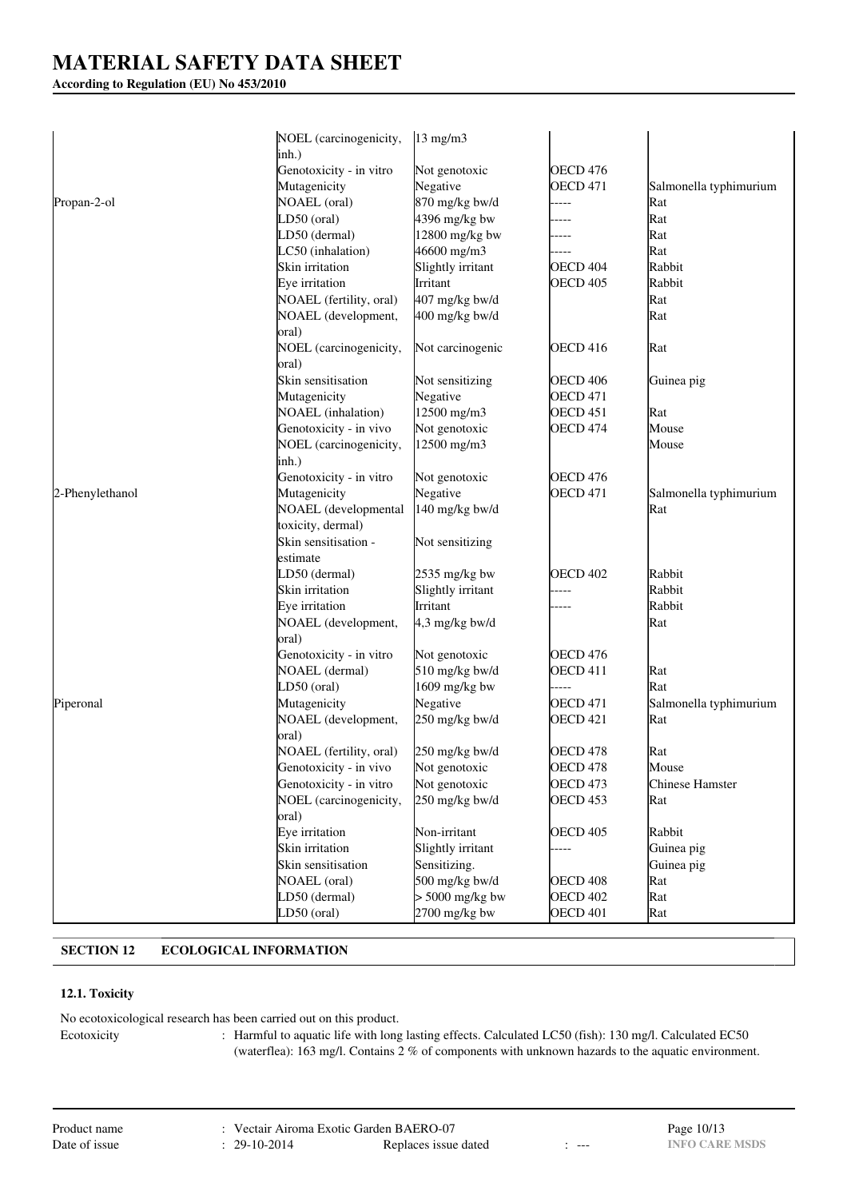| | | | | |
|---|---|---|---|---|
| | NOEL (carcinogenicity, inh.) | 13 mg/m3 | | |
| | Genotoxicity - in vitro | Not genotoxic | OECD 476 | |
| | Mutagenicity | Negative | OECD 471 | Salmonella typhimurium |
| Propan-2-ol | NOAEL (oral) | 870 mg/kg bw/d | ----- | Rat |
| | LD50 (oral) | 4396 mg/kg bw | ----- | Rat |
| | LD50 (dermal) | 12800 mg/kg bw | ----- | Rat |
| | LC50 (inhalation) | 46600 mg/m3 | ----- | Rat |
| | Skin irritation | Slightly irritant | OECD 404 | Rabbit |
| | Eye irritation | Irritant | OECD 405 | Rabbit |
| | NOAEL (fertility, oral) | 407 mg/kg bw/d | | Rat |
| | NOAEL (development, oral) | 400 mg/kg bw/d | | Rat |
| | NOEL (carcinogenicity, oral) | Not carcinogenic | OECD 416 | Rat |
| | Skin sensitisation | Not sensitizing | OECD 406 | Guinea pig |
| | Mutagenicity | Negative | OECD 471 | |
| | NOAEL (inhalation) | 12500 mg/m3 | OECD 451 | Rat |
| | Genotoxicity - in vivo | Not genotoxic | OECD 474 | Mouse |
| | NOEL (carcinogenicity, inh.) | 12500 mg/m3 | | Mouse |
| | Genotoxicity - in vitro | Not genotoxic | OECD 476 | |
| 2-Phenylethanol | Mutagenicity | Negative | OECD 471 | Salmonella typhimurium |
| | NOAEL (developmental toxicity, dermal) | 140 mg/kg bw/d | | Rat |
| | Skin sensitisation - estimate | Not sensitizing | | |
| | LD50 (dermal) | 2535 mg/kg bw | OECD 402 | Rabbit |
| | Skin irritation | Slightly irritant | ----- | Rabbit |
| | Eye irritation | Irritant | ----- | Rabbit |
| | NOAEL (development, oral) | 4,3 mg/kg bw/d | | Rat |
| | Genotoxicity - in vitro | Not genotoxic | OECD 476 | |
| | NOAEL (dermal) | 510 mg/kg bw/d | OECD 411 | Rat |
| | LD50 (oral) | 1609 mg/kg bw | ----- | Rat |
| Piperonal | Mutagenicity | Negative | OECD 471 | Salmonella typhimurium |
| | NOAEL (development, oral) | 250 mg/kg bw/d | OECD 421 | Rat |
| | NOAEL (fertility, oral) | 250 mg/kg bw/d | OECD 478 | Rat |
| | Genotoxicity - in vivo | Not genotoxic | OECD 478 | Mouse |
| | Genotoxicity - in vitro | Not genotoxic | OECD 473 | Chinese Hamster |
| | NOEL (carcinogenicity, oral) | 250 mg/kg bw/d | OECD 453 | Rat |
| | Eye irritation | Non-irritant | OECD 405 | Rabbit |
| | Skin irritation | Slightly irritant | ----- | Guinea pig |
| | Skin sensitisation | Sensitizing. | | Guinea pig |
| | NOAEL (oral) | 500 mg/kg bw/d | OECD 408 | Rat |
| | LD50 (dermal) | > 5000 mg/kg bw | OECD 402 | Rat |
| | LD50 (oral) | 2700 mg/kg bw | OECD 401 | Rat |

## SECTION 12 ECOLOGICAL INFORMATION

### 12.1. Toxicity

No ecotoxicological research has been carried out on this product.

Ecotoxicity : Harmful to aquatic life with long lasting effects. Calculated LC50 (fish): 130 mg/l. Calculated EC50 (waterflea): 163 mg/l. Contains 2 % of components with unknown hazards to the aquatic environment.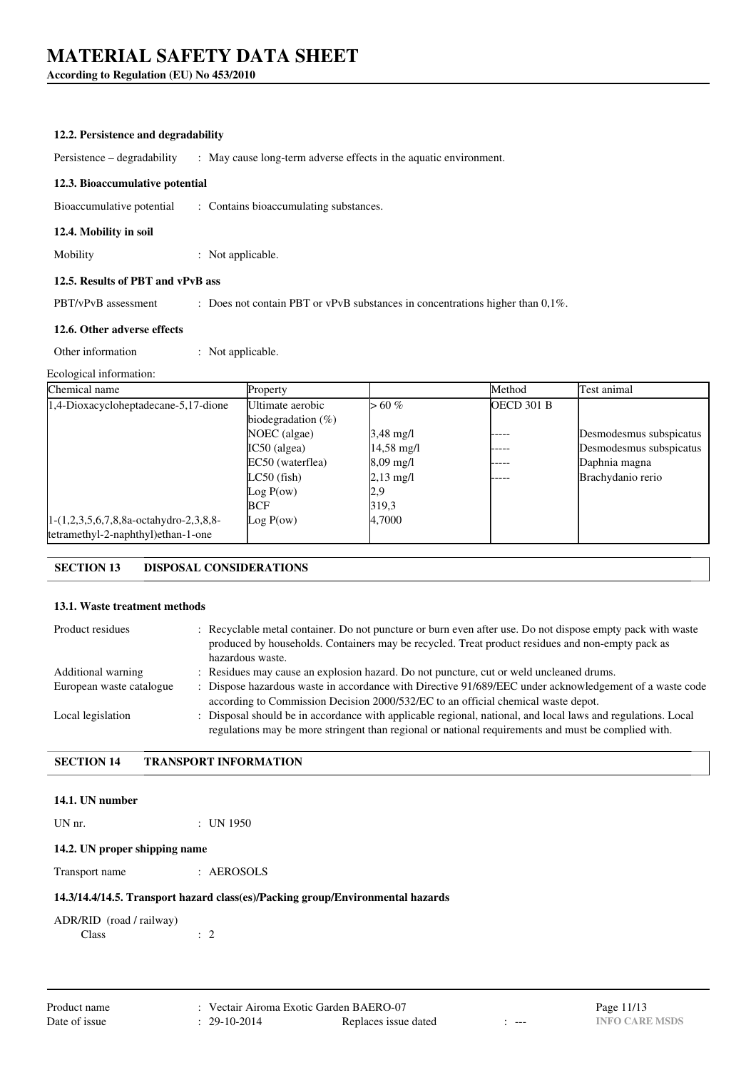#### 12.2. Persistence and degradability

Persistence – degradability : May cause long-term adverse effects in the aquatic environment.

#### 12.3. Bioaccumulative potential

Bioaccumulative potential : Contains bioaccumulating substances.

#### 12.4. Mobility in soil

Mobility : Not applicable.

#### 12.5. Results of PBT and vPvB ass

PBT/vPvB assessment : Does not contain PBT or vPvB substances in concentrations higher than 0,1%.

#### 12.6. Other adverse effects

Other information : Not applicable.

Ecological information:

| Chemical name | Property | | Method | Test animal |
|---|---|---|---|---|
| 1,4-Dioxacycloheptadecane-5,17-dione | Ultimate aerobic biodegradation (%) | > 60 % | OECD 301 B | |
| | NOEC (algae) | 3,48 mg/l | ----- | Desmodesmus subspicatus |
| | IC50 (algea) | 14,58 mg/l | ----- | Desmodesmus subspicatus |
| | EC50 (waterflea) | 8,09 mg/l | ----- | Daphnia magna |
| | LC50 (fish) | 2,13 mg/l | ----- | Brachydanio rerio |
| | Log P(ow) | 2,9 | | |
| | BCF | 319,3 | | |
| 1-(1,2,3,5,6,7,8,8a-octahydro-2,3,8,8-tetramethyl-2-naphthyl)ethan-1-one | Log P(ow) | 4,7000 | | |

## SECTION 13 DISPOSAL CONSIDERATIONS

#### 13.1. Waste treatment methods

Product residues : Recyclable metal container. Do not puncture or burn even after use. Do not dispose empty pack with waste produced by households. Containers may be recycled. Treat product residues and non-empty pack as hazardous waste.

Additional warning : Residues may cause an explosion hazard. Do not puncture, cut or weld uncleaned drums.

European waste catalogue : Dispose hazardous waste in accordance with Directive 91/689/EEC under acknowledgement of a waste code according to Commission Decision 2000/532/EC to an official chemical waste depot.

Local legislation : Disposal should be in accordance with applicable regional, national, and local laws and regulations. Local regulations may be more stringent than regional or national requirements and must be complied with.

## SECTION 14 TRANSPORT INFORMATION

#### 14.1. UN number

UN nr. : UN 1950

#### 14.2. UN proper shipping name

Transport name : AEROSOLS

#### 14.3/14.4/14.5. Transport hazard class(es)/Packing group/Environmental hazards

ADR/RID (road / railway)

Class : 2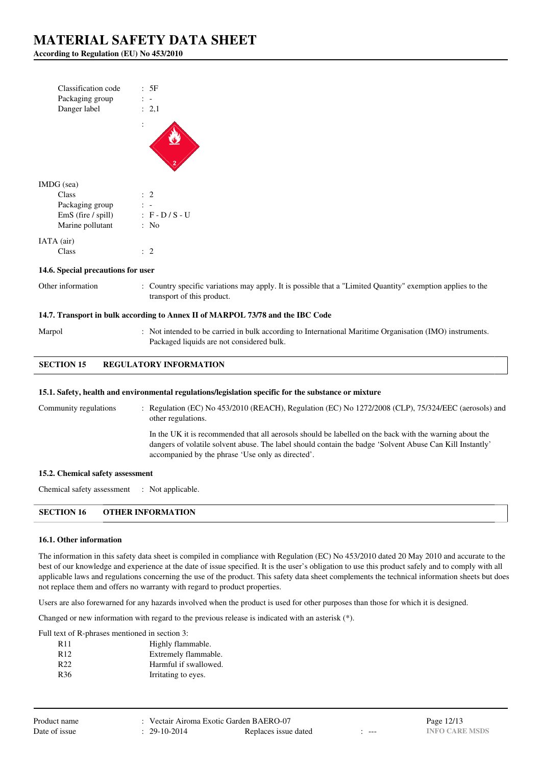| | |
|---|---|
| Classification code | : 5F |
| Packaging group | : - |
| Danger label | : 2,1 |

IMDG (sea)

| | |
|---|---|
| Class | : 2 |
| Packaging group | : - |
| EmS (fire / spill) | : F - D / S - U |
| Marine pollutant | : No |

IATA (air)

| | |
|---|---|
| Class | : 2 |

### 14.6. Special precautions for user

Other information : Country specific variations may apply. It is possible that a "Limited Quantity" exemption applies to the transport of this product.

### 14.7. Transport in bulk according to Annex II of MARPOL 73/78 and the IBC Code

Marpol : Not intended to be carried in bulk according to International Maritime Organisation (IMO) instruments. Packaged liquids are not considered bulk.

## SECTION 15 REGULATORY INFORMATION

### 15.1. Safety, health and environmental regulations/legislation specific for the substance or mixture

Community regulations : Regulation (EC) No 453/2010 (REACH), Regulation (EC) No 1272/2008 (CLP), 75/324/EEC (aerosols) and other regulations.

In the UK it is recommended that all aerosols should be labelled on the back with the warning about the dangers of volatile solvent abuse. The label should contain the badge 'Solvent Abuse Can Kill Instantly' accompanied by the phrase 'Use only as directed'.

### 15.2. Chemical safety assessment

Chemical safety assessment : Not applicable.

## SECTION 16 OTHER INFORMATION

### 16.1. Other information

The information in this safety data sheet is compiled in compliance with Regulation (EC) No 453/2010 dated 20 May 2010 and accurate to the best of our knowledge and experience at the date of issue specified. It is the user's obligation to use this product safely and to comply with all applicable laws and regulations concerning the use of the product. This safety data sheet complements the technical information sheets but does not replace them and offers no warranty with regard to product properties.

Users are also forewarned for any hazards involved when the product is used for other purposes than those for which it is designed.

Changed or new information with regard to the previous release is indicated with an asterisk (*).

Full text of R-phrases mentioned in section 3:

| | |
|---|---|
| R11 | Highly flammable. |
| R12 | Extremely flammable. |
| R22 | Harmful if swallowed. |
| R36 | Irritating to eyes. |

Product name : Vectair Airoma Exotic Garden BAERO-07
Date of issue : 29-10-2014 Replaces issue dated : ---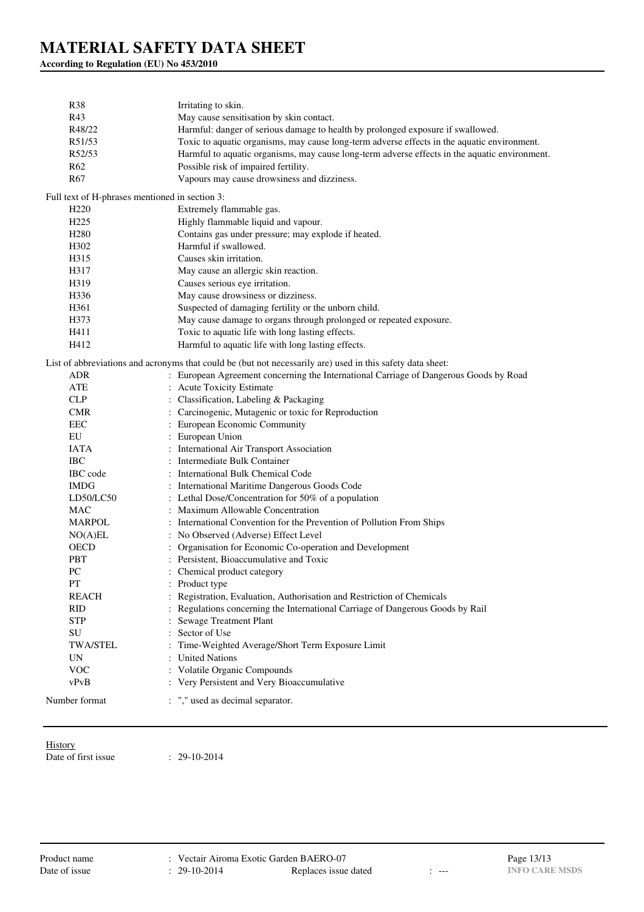| | |
|---|---|
| R38 | Irritating to skin. |
| R43 | May cause sensitisation by skin contact. |
| R48/22 | Harmful: danger of serious damage to health by prolonged exposure if swallowed. |
| R51/53 | Toxic to aquatic organisms, may cause long-term adverse effects in the aquatic environment. |
| R52/53 | Harmful to aquatic organisms, may cause long-term adverse effects in the aquatic environment. |
| R62 | Possible risk of impaired fertility. |
| R67 | Vapours may cause drowsiness and dizziness. |

Full text of H-phrases mentioned in section 3:

| | |
|---|---|
| H220 | Extremely flammable gas. |
| H225 | Highly flammable liquid and vapour. |
| H280 | Contains gas under pressure; may explode if heated. |
| H302 | Harmful if swallowed. |
| H315 | Causes skin irritation. |
| H317 | May cause an allergic skin reaction. |
| H319 | Causes serious eye irritation. |
| H336 | May cause drowsiness or dizziness. |
| H361 | Suspected of damaging fertility or the unborn child. |
| H373 | May cause damage to organs through prolonged or repeated exposure. |
| H411 | Toxic to aquatic life with long lasting effects. |
| H412 | Harmful to aquatic life with long lasting effects. |

List of abbreviations and acronyms that could be (but not necessarily are) used in this safety data sheet:

| | |
|---|---|
| ADR | : European Agreement concerning the International Carriage of Dangerous Goods by Road |
| ATE | : Acute Toxicity Estimate |
| CLP | : Classification, Labeling & Packaging |
| CMR | : Carcinogenic, Mutagenic or toxic for Reproduction |
| EEC | : European Economic Community |
| EU | : European Union |
| IATA | : International Air Transport Association |
| IBC | : Intermediate Bulk Container |
| IBC code | : International Bulk Chemical Code |
| IMDG | : International Maritime Dangerous Goods Code |
| LD50/LC50 | : Lethal Dose/Concentration for 50% of a population |
| MAC | : Maximum Allowable Concentration |
| MARPOL | : International Convention for the Prevention of Pollution From Ships |
| NO(A)EL | : No Observed (Adverse) Effect Level |
| OECD | : Organisation for Economic Co-operation and Development |
| PBT | : Persistent, Bioaccumulative and Toxic |
| PC | : Chemical product category |
| PT | : Product type |
| REACH | : Registration, Evaluation, Authorisation and Restriction of Chemicals |
| RID | : Regulations concerning the International Carriage of Dangerous Goods by Rail |
| STP | : Sewage Treatment Plant |
| SU | : Sector of Use |
| TWA/STEL | : Time-Weighted Average/Short Term Exposure Limit |
| UN | : United Nations |
| VOC | : Volatile Organic Compounds |
| vPvB | : Very Persistent and Very Bioaccumulative |

Number format : "," used as decimal separator.

History

Date of first issue : 29-10-2014